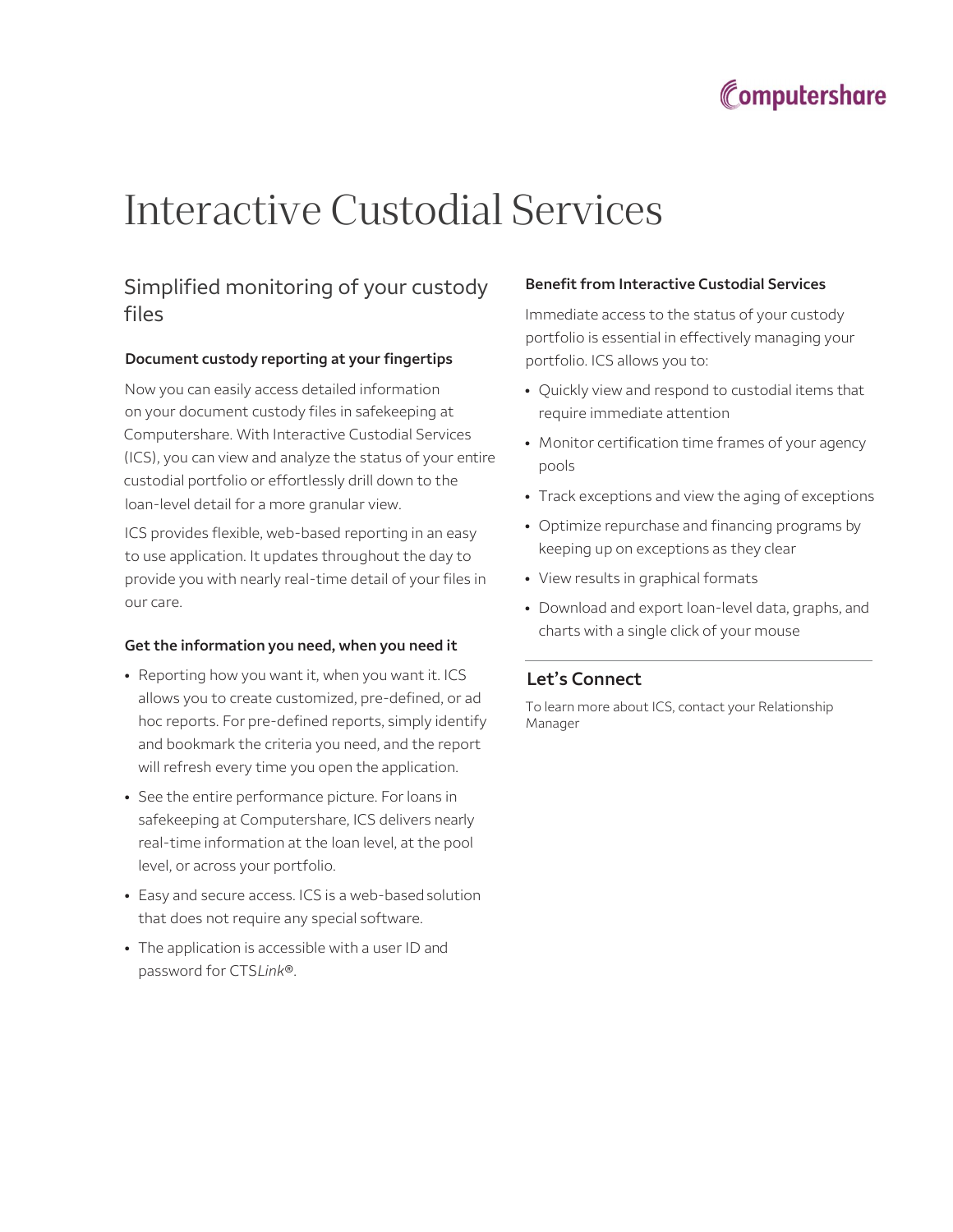# Interactive Custodial Services

## Simplified monitoring of your custody files

### Document custody reporting at your fingertips

Now you can easily access detailed information on your document custody files in safekeeping at Computershare. With Interactive Custodial Services (ICS), you can view and analyze the status of your entire custodial portfolio or effortlessly drill down to the loan-level detail for a more granular view.

ICS provides flexible, web-based reporting in an easy to use application. It updates throughout the day to provide you with nearly real-time detail of your files in our care.

### Get the information you need, when you need it

- Reporting how you want it, when you want it. ICS allows you to create customized, pre-defined, or ad hoc reports. For pre-defined reports, simply identify and bookmark the criteria you need, and the report will refresh every time you open the application.
- See the entire performance picture. For loans in safekeeping at Computershare, ICS delivers nearly real-time information at the loan level, at the pool level, or across your portfolio.
- Easy and secure access. ICS is a web-based solution that does not require any special software.
- The application is accessible with a user ID and password for CTS*Link*®.

### Benefit from Interactive Custodial Services

Immediate access to the status of your custody portfolio is essential in effectively managing your portfolio. ICS allows you to:

- Quickly view and respond to custodial items that require immediate attention
- Monitor certification time frames of your agency pools
- Track exceptions and view the aging of exceptions
- Optimize repurchase and financing programs by keeping up on exceptions as they clear
- View results in graphical formats
- Download and export loan-level data, graphs, and charts with a single click of your mouse

---

## Let's Connect

To learn more about ICS, contact your Relationship Manager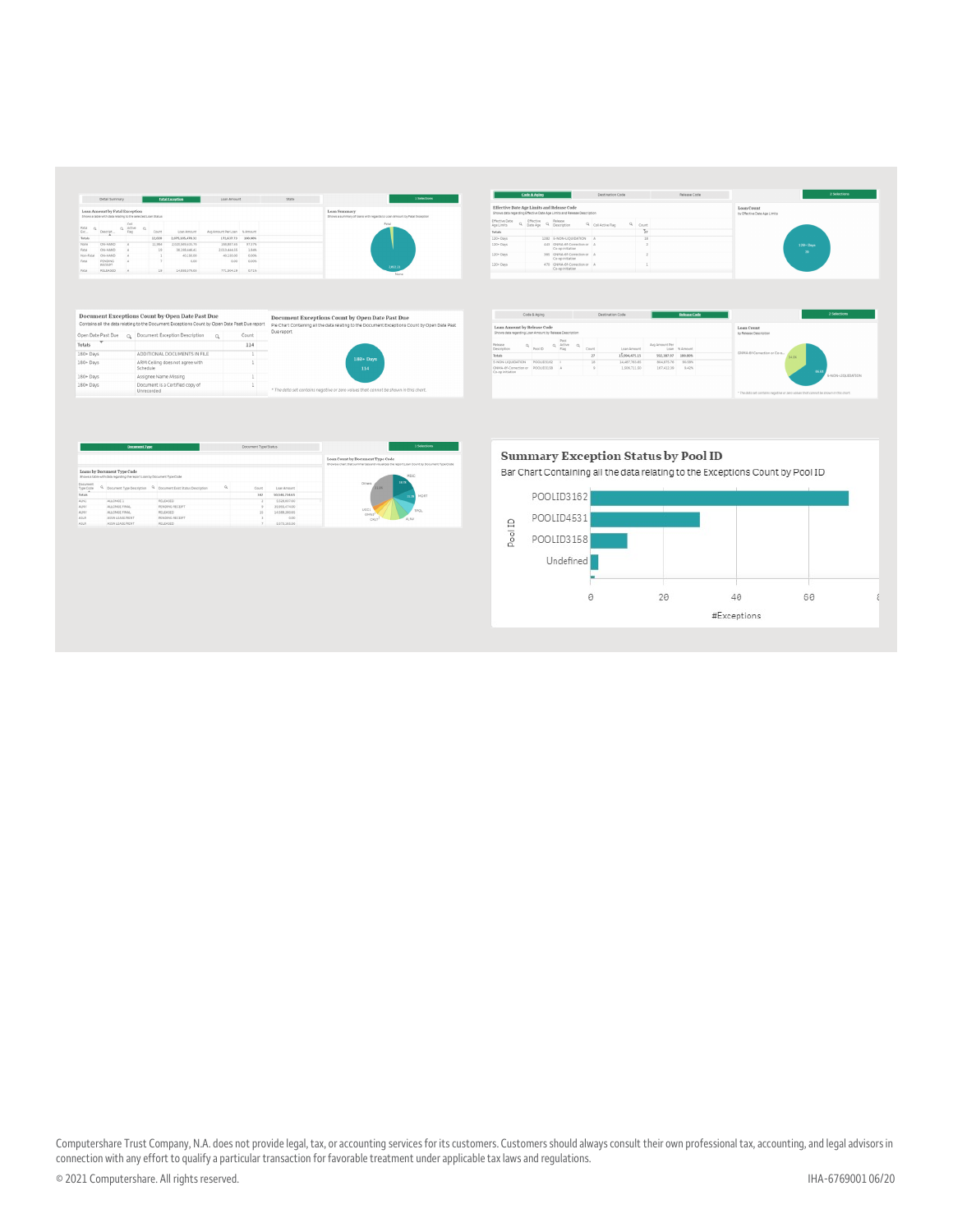Document Exceptions Count by Open Date Past Due

Contains all the data relating to the Document Exceptions Count by Open Date Past Due report

| Open Date Past Due | Document Exception Description | Count |
|---|---|---|
| Totals | | 114 |
| 180+ Days | ADDITIONAL DOCUMENTS IN FILE | 1 |
| 180+ Days | ARM Ceiling does not agree with Schedule | 1 |
| 180+ Days | Assignee Name Missing | 1 |
| 180+ Days | Document is a Certified copy of Unrecorded | 1 |

Document Exceptions Count by Open Date Past Due

Pie Chart Containing all the data relating to the Document Exceptions Count by Open Date Past Due report

180+ Days
114

* The data set contains negative or zero values that cannot be shown in this chart.

Summary Exception Status by Pool ID

Bar Chart Containing all the data relating to the Exceptions Count by Pool ID

Pool ID

POOLID3162
POOLID4531
POOLID3158
Undefined

0
20
40
60

#Exceptions

Computershare Trust Company, N.A. does not provide legal, tax, or accounting services for its customers. Customers should always consult their own professional tax, accounting, and legal advisors in connection with any effort to qualify a particular transaction for favorable treatment under applicable tax laws and regulations.

© 2021 Computershare. All rights reserved.

IHA-6769001 06/20